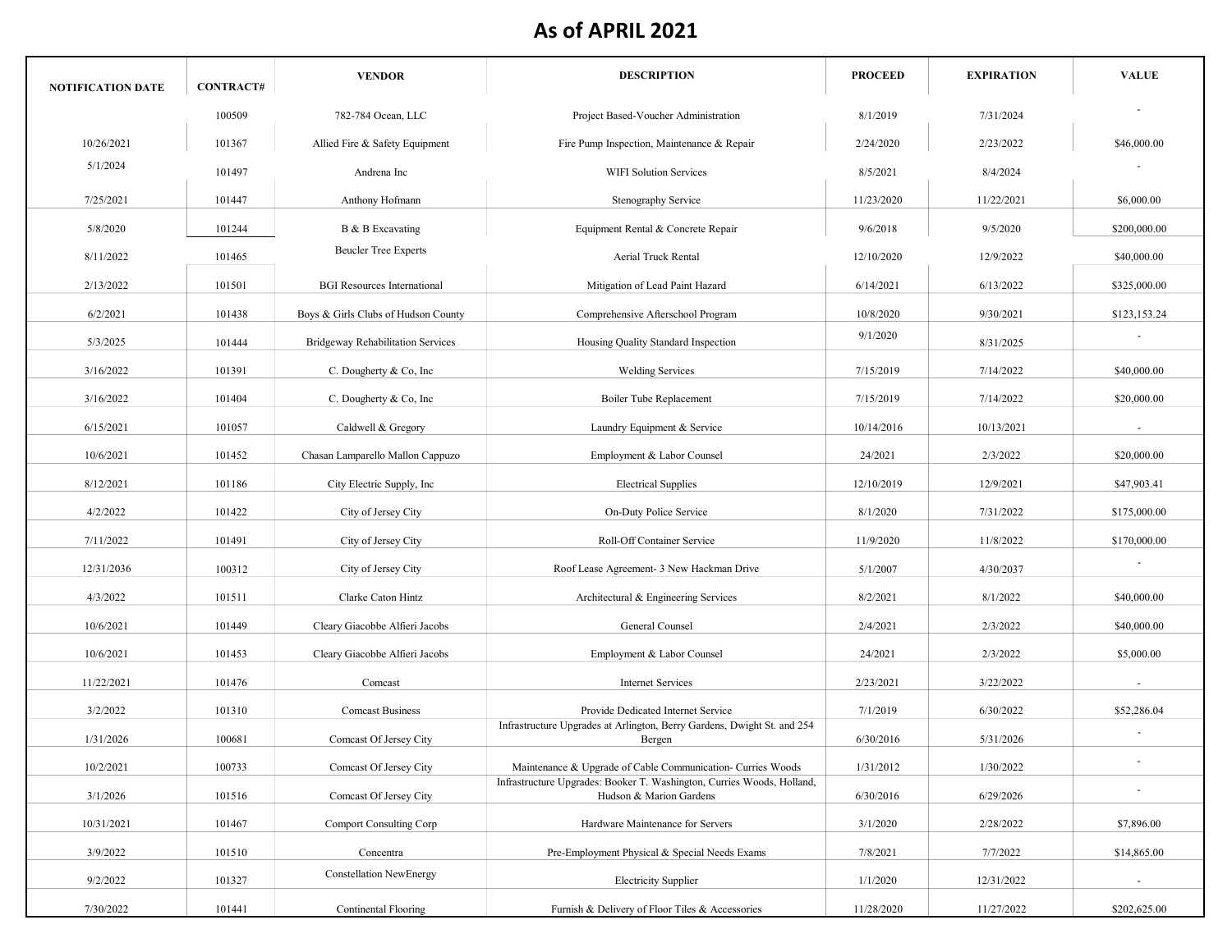# As of APRIL 2021

| NOTIFICATION DATE | CONTRACT# | VENDOR | DESCRIPTION | PROCEED | EXPIRATION | VALUE |
|---|---|---|---|---|---|---|
| | 100509 | 782-784 Ocean, LLC | Project Based-Voucher Administration | 8/1/2019 | 7/31/2024 | - |
| 10/26/2021 | 101367 | Allied Fire & Safety Equipment | Fire Pump Inspection, Maintenance & Repair | 2/24/2020 | 2/23/2022 | $46,000.00 |
| 5/1/2024 | 101497 | Andrena Inc | WIFI Solution Services | 8/5/2021 | 8/4/2024 | - |
| 7/25/2021 | 101447 | Anthony Hofmann | Stenography Service | 11/23/2020 | 11/22/2021 | $6,000.00 |
| 5/8/2020 | 101244 | B & B Excavating | Equipment Rental & Concrete Repair | 9/6/2018 | 9/5/2020 | $200,000.00 |
| 8/11/2022 | 101465 | Beucler Tree Experts | Aerial Truck Rental | 12/10/2020 | 12/9/2022 | $40,000.00 |
| 2/13/2022 | 101501 | BGI Resources International | Mitigation of Lead Paint Hazard | 6/14/2021 | 6/13/2022 | $325,000.00 |
| 6/2/2021 | 101438 | Boys & Girls Clubs of Hudson County | Comprehensive Afterschool Program | 10/8/2020 | 9/30/2021 | $123,153.24 |
| 5/3/2025 | 101444 | Bridgeway Rehabilitation Services | Housing Quality Standard Inspection | 9/1/2020 | 8/31/2025 | - |
| 3/16/2022 | 101391 | C. Dougherty & Co, Inc | Welding Services | 7/15/2019 | 7/14/2022 | $40,000.00 |
| 3/16/2022 | 101404 | C. Dougherty & Co, Inc | Boiler Tube Replacement | 7/15/2019 | 7/14/2022 | $20,000.00 |
| 6/15/2021 | 101057 | Caldwell & Gregory | Laundry Equipment & Service | 10/14/2016 | 10/13/2021 | - |
| 10/6/2021 | 101452 | Chasan Lamparello Mallon Cappuzo | Employment & Labor Counsel | 24/2021 | 2/3/2022 | $20,000.00 |
| 8/12/2021 | 101186 | City Electric Supply, Inc | Electrical Supplies | 12/10/2019 | 12/9/2021 | $47,903.41 |
| 4/2/2022 | 101422 | City of Jersey City | On-Duty Police Service | 8/1/2020 | 7/31/2022 | $175,000.00 |
| 7/11/2022 | 101491 | City of Jersey City | Roll-Off Container Service | 11/9/2020 | 11/8/2022 | $170,000.00 |
| 12/31/2036 | 100312 | City of Jersey City | Roof Lease Agreement- 3 New Hackman Drive | 5/1/2007 | 4/30/2037 | - |
| 4/3/2022 | 101511 | Clarke Caton Hintz | Architectural & Engineering Services | 8/2/2021 | 8/1/2022 | $40,000.00 |
| 10/6/2021 | 101449 | Cleary Giacobbe Alfieri Jacobs | General Counsel | 2/4/2021 | 2/3/2022 | $40,000.00 |
| 10/6/2021 | 101453 | Cleary Giacobbe Alfieri Jacobs | Employment & Labor Counsel | 24/2021 | 2/3/2022 | $5,000.00 |
| 11/22/2021 | 101476 | Comcast | Internet Services | 2/23/2021 | 3/22/2022 | - |
| 3/2/2022 | 101310 | Comcast Business | Provide Dedicated Internet Service | 7/1/2019 | 6/30/2022 | $52,286.04 |
| 1/31/2026 | 100681 | Comcast Of Jersey City | Infrastructure Upgrades at Arlington, Berry Gardens, Dwight St. and 254 Bergen | 6/30/2016 | 5/31/2026 | - |
| 10/2/2021 | 100733 | Comcast Of Jersey City | Maintenance & Upgrade of Cable Communication- Curries Woods | 1/31/2012 | 1/30/2022 | - |
| 3/1/2026 | 101516 | Comcast Of Jersey City | Infrastructure Upgrades: Booker T. Washington, Curries Woods, Holland, Hudson & Marion Gardens | 6/30/2016 | 6/29/2026 | - |
| 10/31/2021 | 101467 | Comport Consulting Corp | Hardware Maintenance for Servers | 3/1/2020 | 2/28/2022 | $7,896.00 |
| 3/9/2022 | 101510 | Concentra | Pre-Employment Physical & Special Needs Exams | 7/8/2021 | 7/7/2022 | $14,865.00 |
| 9/2/2022 | 101327 | Constellation NewEnergy | Electricity Supplier | 1/1/2020 | 12/31/2022 | - |
| 7/30/2022 | 101441 | Continental Flooring | Furnish & Delivery of Floor Tiles & Accessories | 11/28/2020 | 11/27/2022 | $202,625.00 |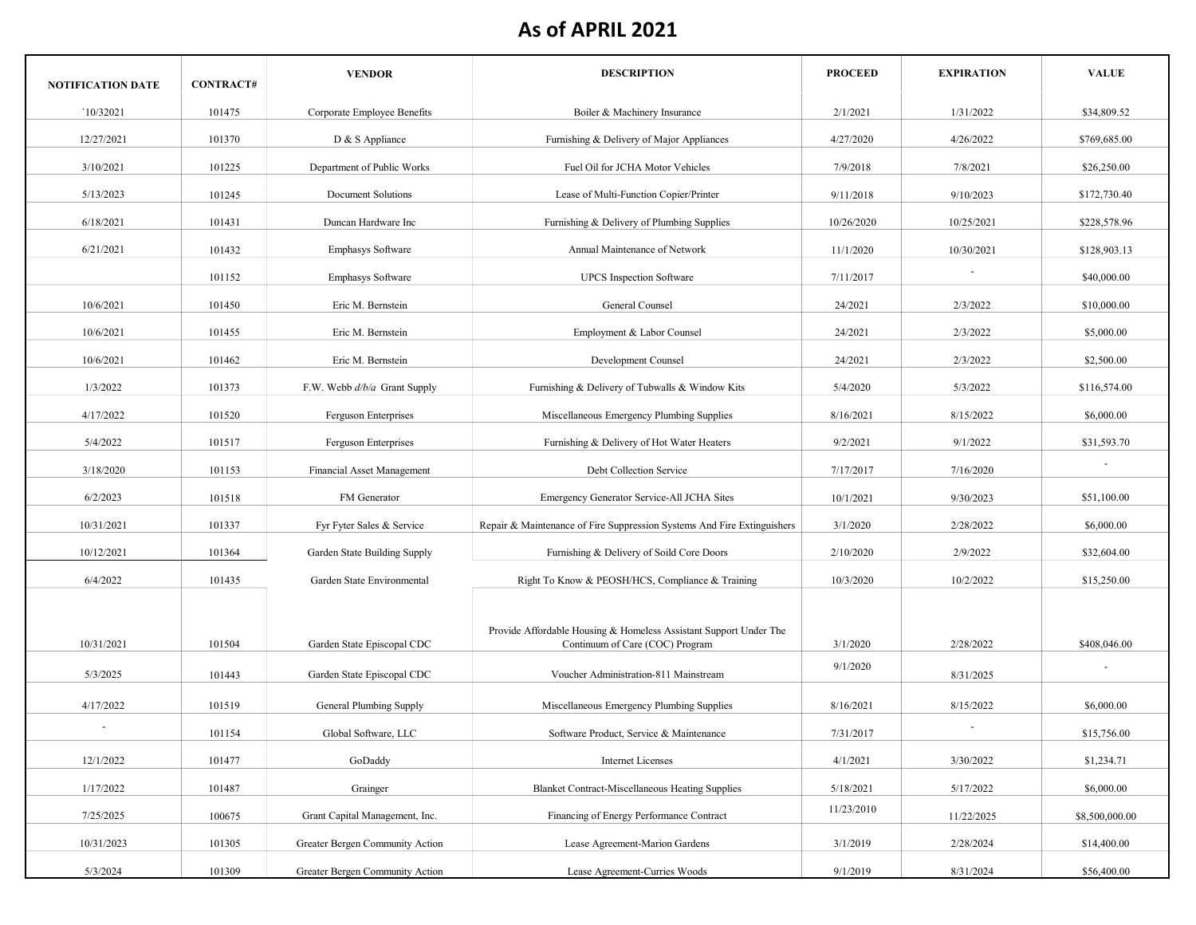# As of APRIL 2021

| NOTIFICATION DATE | CONTRACT# | VENDOR | DESCRIPTION | PROCEED | EXPIRATION | VALUE |
|---|---|---|---|---|---|---|
| `10/32021 | 101475 | Corporate Employee Benefits | Boiler & Machinery Insurance | 2/1/2021 | 1/31/2022 | $34,809.52 |
| 12/27/2021 | 101370 | D & S Appliance | Furnishing & Delivery of Major Appliances | 4/27/2020 | 4/26/2022 | $769,685.00 |
| 3/10/2021 | 101225 | Department of Public Works | Fuel Oil for JCHA Motor Vehicles | 7/9/2018 | 7/8/2021 | $26,250.00 |
| 5/13/2023 | 101245 | Document Solutions | Lease of Multi-Function Copier/Printer | 9/11/2018 | 9/10/2023 | $172,730.40 |
| 6/18/2021 | 101431 | Duncan Hardware Inc | Furnishing & Delivery of Plumbing Supplies | 10/26/2020 | 10/25/2021 | $228,578.96 |
| 6/21/2021 | 101432 | Emphasys Software | Annual Maintenance of Network | 11/1/2020 | 10/30/2021 | $128,903.13 |
| | 101152 | Emphasys Software | UPCS Inspection Software | 7/11/2017 | - | $40,000.00 |
| 10/6/2021 | 101450 | Eric M. Bernstein | General Counsel | 24/2021 | 2/3/2022 | $10,000.00 |
| 10/6/2021 | 101455 | Eric M. Bernstein | Employment & Labor Counsel | 24/2021 | 2/3/2022 | $5,000.00 |
| 10/6/2021 | 101462 | Eric M. Bernstein | Development Counsel | 24/2021 | 2/3/2022 | $2,500.00 |
| 1/3/2022 | 101373 | F.W. Webb *d/b/a* Grant Supply | Furnishing & Delivery of Tubwalls & Window Kits | 5/4/2020 | 5/3/2022 | $116,574.00 |
| 4/17/2022 | 101520 | Ferguson Enterprises | Miscellaneous Emergency Plumbing Supplies | 8/16/2021 | 8/15/2022 | $6,000.00 |
| 5/4/2022 | 101517 | Ferguson Enterprises | Furnishing & Delivery of Hot Water Heaters | 9/2/2021 | 9/1/2022 | $31,593.70 |
| 3/18/2020 | 101153 | Financial Asset Management | Debt Collection Service | 7/17/2017 | 7/16/2020 | - |
| 6/2/2023 | 101518 | FM Generator | Emergency Generator Service-All JCHA Sites | 10/1/2021 | 9/30/2023 | $51,100.00 |
| 10/31/2021 | 101337 | Fyr Fyter Sales & Service | Repair & Maintenance of Fire Suppression Systems And Fire Extinguishers | 3/1/2020 | 2/28/2022 | $6,000.00 |
| 10/12/2021 | 101364 | Garden State Building Supply | Furnishing & Delivery of Soild Core Doors | 2/10/2020 | 2/9/2022 | $32,604.00 |
| 6/4/2022 | 101435 | Garden State Environmental | Right To Know & PEOSH/HCS, Compliance & Training | 10/3/2020 | 10/2/2022 | $15,250.00 |
| 10/31/2021 | 101504 | Garden State Episcopal CDC | Provide Affordable Housing & Homeless Assistant Support Under The Continuum of Care (COC) Program | 3/1/2020 | 2/28/2022 | $408,046.00 |
| 5/3/2025 | 101443 | Garden State Episcopal CDC | Voucher Administration-811 Mainstream | 9/1/2020 | 8/31/2025 | - |
| 4/17/2022 | 101519 | General Plumbing Supply | Miscellaneous Emergency Plumbing Supplies | 8/16/2021 | 8/15/2022 | $6,000.00 |
| - | 101154 | Global Software, LLC | Software Product, Service & Maintenance | 7/31/2017 | - | $15,756.00 |
| 12/1/2022 | 101477 | GoDaddy | Internet Licenses | 4/1/2021 | 3/30/2022 | $1,234.71 |
| 1/17/2022 | 101487 | Grainger | Blanket Contract-Miscellaneous Heating Supplies | 5/18/2021 | 5/17/2022 | $6,000.00 |
| 7/25/2025 | 100675 | Grant Capital Management, Inc. | Financing of Energy Performance Contract | 11/23/2010 | 11/22/2025 | $8,500,000.00 |
| 10/31/2023 | 101305 | Greater Bergen Community Action | Lease Agreement-Marion Gardens | 3/1/2019 | 2/28/2024 | $14,400.00 |
| 5/3/2024 | 101309 | Greater Bergen Community Action | Lease Agreement-Curries Woods | 9/1/2019 | 8/31/2024 | $56,400.00 |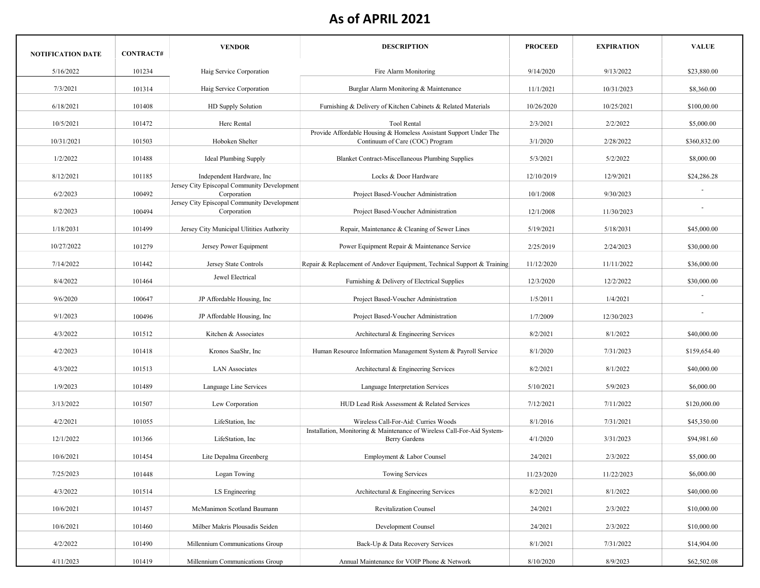# As of APRIL 2021

| NOTIFICATION DATE | CONTRACT# | VENDOR | DESCRIPTION | PROCEED | EXPIRATION | VALUE |
|---|---|---|---|---|---|---|
| 5/16/2022 | 101234 | Haig Service Corporation | Fire Alarm Monitoring | 9/14/2020 | 9/13/2022 | $23,880.00 |
| 7/3/2021 | 101314 | Haig Service Corporation | Burglar Alarm Monitoring & Maintenance | 11/1/2021 | 10/31/2023 | $8,360.00 |
| 6/18/2021 | 101408 | HD Supply Solution | Furnishing & Delivery of Kitchen Cabinets & Related Materials | 10/26/2020 | 10/25/2021 | $100,00.00 |
| 10/5/2021 | 101472 | Herc Rental | Tool Rental | 2/3/2021 | 2/2/2022 | $5,000.00 |
| 10/31/2021 | 101503 | Hoboken Shelter | Provide Affordable Housing & Homeless Assistant Support Under The Continuum of Care (COC) Program | 3/1/2020 | 2/28/2022 | $360,832.00 |
| 1/2/2022 | 101488 | Ideal Plumbing Supply | Blanket Contract-Miscellaneous Plumbing Supplies | 5/3/2021 | 5/2/2022 | $8,000.00 |
| 8/12/2021 | 101185 | Independent Hardware, Inc | Locks & Door Hardware | 12/10/2019 | 12/9/2021 | $24,286.28 |
| 6/2/2023 | 100492 | Jersey City Episcopal Community Development Corporation | Project Based-Voucher Administration | 10/1/2008 | 9/30/2023 | - |
| 8/2/2023 | 100494 | Jersey City Episcopal Community Development Corporation | Project Based-Voucher Administration | 12/1/2008 | 11/30/2023 | - |
| 1/18/2031 | 101499 | Jersey City Municipal Ulitities Authority | Repair, Maintenance & Cleaning of Sewer Lines | 5/19/2021 | 5/18/2031 | $45,000.00 |
| 10/27/2022 | 101279 | Jersey Power Equipment | Power Equipment Repair & Maintenance Service | 2/25/2019 | 2/24/2023 | $30,000.00 |
| 7/14/2022 | 101442 | Jersey State Controls | Repair & Replacement of Andover Equipment, Technical Support & Training | 11/12/2020 | 11/11/2022 | $36,000.00 |
| 8/4/2022 | 101464 | Jewel Electrical | Furnishing & Delivery of Electrical Supplies | 12/3/2020 | 12/2/2022 | $30,000.00 |
| 9/6/2020 | 100647 | JP Affordable Housing, Inc | Project Based-Voucher Administration | 1/5/2011 | 1/4/2021 | - |
| 9/1/2023 | 100496 | JP Affordable Housing, Inc | Project Based-Voucher Administration | 1/7/2009 | 12/30/2023 | - |
| 4/3/2022 | 101512 | Kitchen & Associates | Architectural & Engineering Services | 8/2/2021 | 8/1/2022 | $40,000.00 |
| 4/2/2023 | 101418 | Kronos SaaShr, Inc | Human Resource Information Management System & Payroll Service | 8/1/2020 | 7/31/2023 | $159,654.40 |
| 4/3/2022 | 101513 | LAN Associates | Architectural & Engineering Services | 8/2/2021 | 8/1/2022 | $40,000.00 |
| 1/9/2023 | 101489 | Language Line Services | Language Interpretation Services | 5/10/2021 | 5/9/2023 | $6,000.00 |
| 3/13/2022 | 101507 | Lew Corporation | HUD Lead Risk Assessment & Related Services | 7/12/2021 | 7/11/2022 | $120,000.00 |
| 4/2/2021 | 101055 | LifeStation, Inc | Wireless Call-For-Aid: Curries Woods | 8/1/2016 | 7/31/2021 | $45,350.00 |
| 12/1/2022 | 101366 | LifeStation, Inc | Installation, Monitoring & Maintenance of Wireless Call-For-Aid System-Berry Gardens | 4/1/2020 | 3/31/2023 | $94,981.60 |
| 10/6/2021 | 101454 | Lite Depalma Greenberg | Employment & Labor Counsel | 24/2021 | 2/3/2022 | $5,000.00 |
| 7/25/2023 | 101448 | Logan Towing | Towing Services | 11/23/2020 | 11/22/2023 | $6,000.00 |
| 4/3/2022 | 101514 | LS Engineering | Architectural & Engineering Services | 8/2/2021 | 8/1/2022 | $40,000.00 |
| 10/6/2021 | 101457 | McManimon Scotland Baumann | Revitalization Counsel | 24/2021 | 2/3/2022 | $10,000.00 |
| 10/6/2021 | 101460 | Milber Makris Plousadis Seiden | Development Counsel | 24/2021 | 2/3/2022 | $10,000.00 |
| 4/2/2022 | 101490 | Millennium Communications Group | Back-Up & Data Recovery Services | 8/1/2021 | 7/31/2022 | $14,904.00 |
| 4/11/2023 | 101419 | Millennium Communications Group | Annual Maintenance for VOIP Phone & Network | 8/10/2020 | 8/9/2023 | $62,502.08 |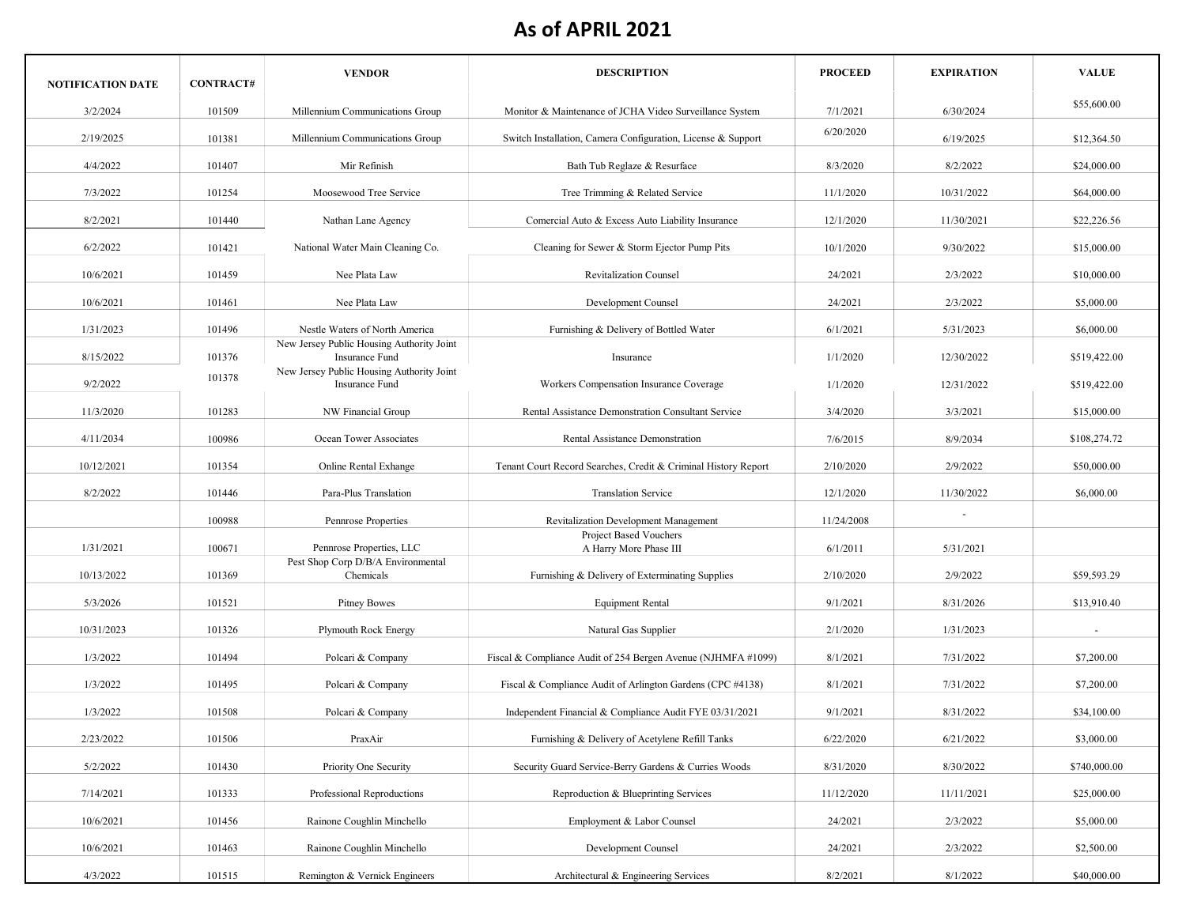# As of APRIL 2021

| NOTIFICATION DATE | CONTRACT# | VENDOR | DESCRIPTION | PROCEED | EXPIRATION | VALUE |
|---|---|---|---|---|---|---|
| 3/2/2024 | 101509 | Millennium Communications Group | Monitor & Maintenance of JCHA Video Surveillance System | 7/1/2021 | 6/30/2024 | $55,600.00 |
| 2/19/2025 | 101381 | Millennium Communications Group | Switch Installation, Camera Configuration, License & Support | 6/20/2020 | 6/19/2025 | $12,364.50 |
| 4/4/2022 | 101407 | Mir Refinish | Bath Tub Reglaze & Resurface | 8/3/2020 | 8/2/2022 | $24,000.00 |
| 7/3/2022 | 101254 | Moosewood Tree Service | Tree Trimming & Related Service | 11/1/2020 | 10/31/2022 | $64,000.00 |
| 8/2/2021 | 101440 | Nathan Lane Agency | Comercial Auto & Excess Auto Liability Insurance | 12/1/2020 | 11/30/2021 | $22,226.56 |
| 6/2/2022 | 101421 | National Water Main Cleaning Co. | Cleaning for Sewer & Storm Ejector Pump Pits | 10/1/2020 | 9/30/2022 | $15,000.00 |
| 10/6/2021 | 101459 | Nee Plata Law | Revitalization Counsel | 24/2021 | 2/3/2022 | $10,000.00 |
| 10/6/2021 | 101461 | Nee Plata Law | Development Counsel | 24/2021 | 2/3/2022 | $5,000.00 |
| 1/31/2023 | 101496 | Nestle Waters of North America | Furnishing & Delivery of Bottled Water | 6/1/2021 | 5/31/2023 | $6,000.00 |
| 8/15/2022 | 101376 | New Jersey Public Housing Authority Joint Insurance Fund | Insurance | 1/1/2020 | 12/30/2022 | $519,422.00 |
| 9/2/2022 | 101378 | New Jersey Public Housing Authority Joint Insurance Fund | Workers Compensation Insurance Coverage | 1/1/2020 | 12/31/2022 | $519,422.00 |
| 11/3/2020 | 101283 | NW Financial Group | Rental Assistance Demonstration Consultant Service | 3/4/2020 | 3/3/2021 | $15,000.00 |
| 4/11/2034 | 100986 | Ocean Tower Associates | Rental Assistance Demonstration | 7/6/2015 | 8/9/2034 | $108,274.72 |
| 10/12/2021 | 101354 | Online Rental Exhange | Tenant Court Record Searches, Credit & Criminal History Report | 2/10/2020 | 2/9/2022 | $50,000.00 |
| 8/2/2022 | 101446 | Para-Plus Translation | Translation Service | 12/1/2020 | 11/30/2022 | $6,000.00 |
| | 100988 | Pennrose Properties | Revitalization Development Management | 11/24/2008 | - | |
| 1/31/2021 | 100671 | Pennrose Properties, LLC | Project Based Vouchers A Harry More Phase III | 6/1/2011 | 5/31/2021 | |
| 10/13/2022 | 101369 | Pest Shop Corp D/B/A Environmental Chemicals | Furnishing & Delivery of Exterminating Supplies | 2/10/2020 | 2/9/2022 | $59,593.29 |
| 5/3/2026 | 101521 | Pitney Bowes | Equipment Rental | 9/1/2021 | 8/31/2026 | $13,910.40 |
| 10/31/2023 | 101326 | Plymouth Rock Energy | Natural Gas Supplier | 2/1/2020 | 1/31/2023 | - |
| 1/3/2022 | 101494 | Polcari & Company | Fiscal & Compliance Audit of 254 Bergen Avenue (NJHMFA #1099) | 8/1/2021 | 7/31/2022 | $7,200.00 |
| 1/3/2022 | 101495 | Polcari & Company | Fiscal & Compliance Audit of Arlington Gardens (CPC #4138) | 8/1/2021 | 7/31/2022 | $7,200.00 |
| 1/3/2022 | 101508 | Polcari & Company | Independent Financial & Compliance Audit FYE 03/31/2021 | 9/1/2021 | 8/31/2022 | $34,100.00 |
| 2/23/2022 | 101506 | PraxAir | Furnishing & Delivery of Acetylene Refill Tanks | 6/22/2020 | 6/21/2022 | $3,000.00 |
| 5/2/2022 | 101430 | Priority One Security | Security Guard Service-Berry Gardens & Curries Woods | 8/31/2020 | 8/30/2022 | $740,000.00 |
| 7/14/2021 | 101333 | Professional Reproductions | Reproduction & Blueprinting Services | 11/12/2020 | 11/11/2021 | $25,000.00 |
| 10/6/2021 | 101456 | Rainone Coughlin Minchello | Employment & Labor Counsel | 24/2021 | 2/3/2022 | $5,000.00 |
| 10/6/2021 | 101463 | Rainone Coughlin Minchello | Development Counsel | 24/2021 | 2/3/2022 | $2,500.00 |
| 4/3/2022 | 101515 | Remington & Vernick Engineers | Architectural & Engineering Services | 8/2/2021 | 8/1/2022 | $40,000.00 |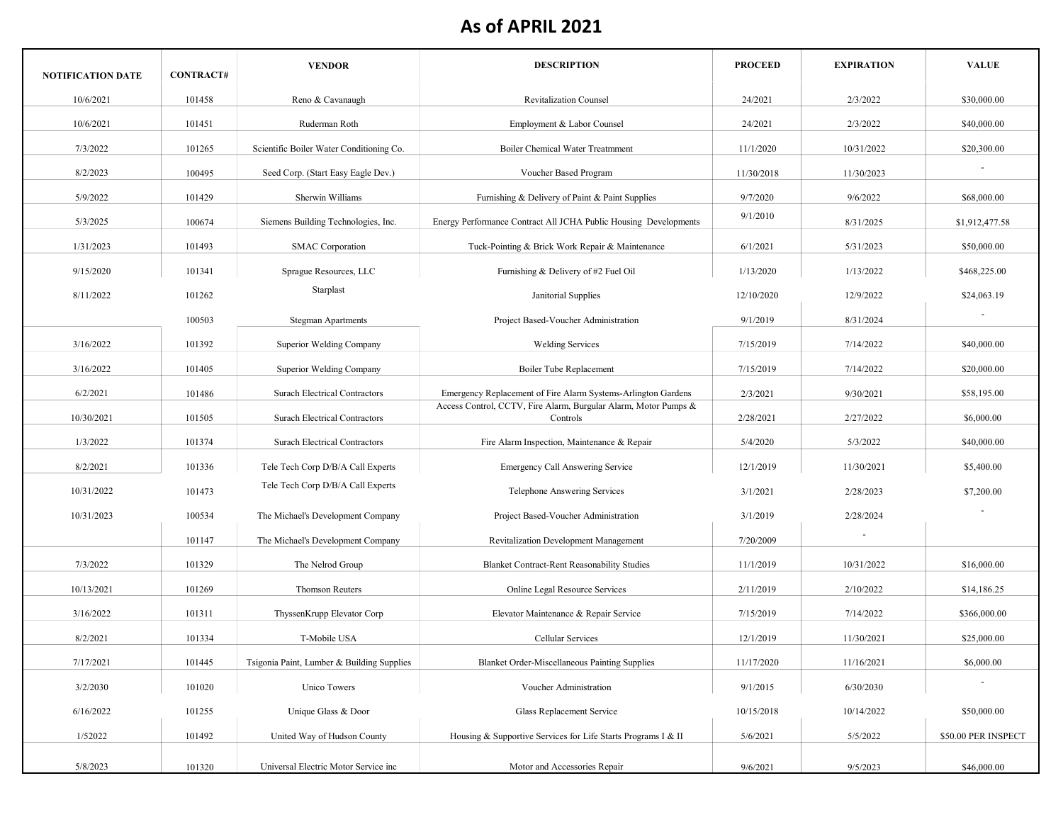# As of APRIL 2021

| NOTIFICATION DATE | CONTRACT# | VENDOR | DESCRIPTION | PROCEED | EXPIRATION | VALUE |
|---|---|---|---|---|---|---|
| 10/6/2021 | 101458 | Reno & Cavanaugh | Revitalization Counsel | 24/2021 | 2/3/2022 | $30,000.00 |
| 10/6/2021 | 101451 | Ruderman Roth | Employment & Labor Counsel | 24/2021 | 2/3/2022 | $40,000.00 |
| 7/3/2022 | 101265 | Scientific Boiler Water Conditioning Co. | Boiler Chemical Water Treatmment | 11/1/2020 | 10/31/2022 | $20,300.00 |
| 8/2/2023 | 100495 | Seed Corp. (Start Easy Eagle Dev.) | Voucher Based Program | 11/30/2018 | 11/30/2023 | - |
| 5/9/2022 | 101429 | Sherwin Williams | Furnishing & Delivery of Paint & Paint Supplies | 9/7/2020 | 9/6/2022 | $68,000.00 |
| 5/3/2025 | 100674 | Siemens Building Technologies, Inc. | Energy Performance Contract All JCHA Public Housing Developments | 9/1/2010 | 8/31/2025 | $1,912,477.58 |
| 1/31/2023 | 101493 | SMAC Corporation | Tuck-Pointing & Brick Work Repair & Maintenance | 6/1/2021 | 5/31/2023 | $50,000.00 |
| 9/15/2020 | 101341 | Sprague Resources, LLC | Furnishing & Delivery of #2 Fuel Oil | 1/13/2020 | 1/13/2022 | $468,225.00 |
| 8/11/2022 | 101262 | Starplast | Janitorial Supplies | 12/10/2020 | 12/9/2022 | $24,063.19 |
| | 100503 | Stegman Apartments | Project Based-Voucher Administration | 9/1/2019 | 8/31/2024 | - |
| 3/16/2022 | 101392 | Superior Welding Company | Welding Services | 7/15/2019 | 7/14/2022 | $40,000.00 |
| 3/16/2022 | 101405 | Superior Welding Company | Boiler Tube Replacement | 7/15/2019 | 7/14/2022 | $20,000.00 |
| 6/2/2021 | 101486 | Surach Electrical Contractors | Emergency Replacement of Fire Alarm Systems-Arlington Gardens | 2/3/2021 | 9/30/2021 | $58,195.00 |
| 10/30/2021 | 101505 | Surach Electrical Contractors | Access Control, CCTV, Fire Alarm, Burgular Alarm, Motor Pumps & Controls | 2/28/2021 | 2/27/2022 | $6,000.00 |
| 1/3/2022 | 101374 | Surach Electrical Contractors | Fire Alarm Inspection, Maintenance & Repair | 5/4/2020 | 5/3/2022 | $40,000.00 |
| 8/2/2021 | 101336 | Tele Tech Corp D/B/A Call Experts | Emergency Call Answering Service | 12/1/2019 | 11/30/2021 | $5,400.00 |
| 10/31/2022 | 101473 | Tele Tech Corp D/B/A Call Experts | Telephone Answering Services | 3/1/2021 | 2/28/2023 | $7,200.00 |
| 10/31/2023 | 100534 | The Michael's Development Company | Project Based-Voucher Administration | 3/1/2019 | 2/28/2024 | - |
| | 101147 | The Michael's Development Company | Revitalization Development Management | 7/20/2009 | - | |
| 7/3/2022 | 101329 | The Nelrod Group | Blanket Contract-Rent Reasonability Studies | 11/1/2019 | 10/31/2022 | $16,000.00 |
| 10/13/2021 | 101269 | Thomson Reuters | Online Legal Resource Services | 2/11/2019 | 2/10/2022 | $14,186.25 |
| 3/16/2022 | 101311 | ThyssenKrupp Elevator Corp | Elevator Maintenance & Repair Service | 7/15/2019 | 7/14/2022 | $366,000.00 |
| 8/2/2021 | 101334 | T-Mobile USA | Cellular Services | 12/1/2019 | 11/30/2021 | $25,000.00 |
| 7/17/2021 | 101445 | Tsigonia Paint, Lumber & Building Supplies | Blanket Order-Miscellaneous Painting Supplies | 11/17/2020 | 11/16/2021 | $6,000.00 |
| 3/2/2030 | 101020 | Unico Towers | Voucher Administration | 9/1/2015 | 6/30/2030 | - |
| 6/16/2022 | 101255 | Unique Glass & Door | Glass Replacement Service | 10/15/2018 | 10/14/2022 | $50,000.00 |
| 1/52022 | 101492 | United Way of Hudson County | Housing & Supportive Services for Life Starts Programs I & II | 5/6/2021 | 5/5/2022 | $50.00 PER INSPECT |
| 5/8/2023 | 101320 | Universal Electric Motor Service inc | Motor and Accessories Repair | 9/6/2021 | 9/5/2023 | $46,000.00 |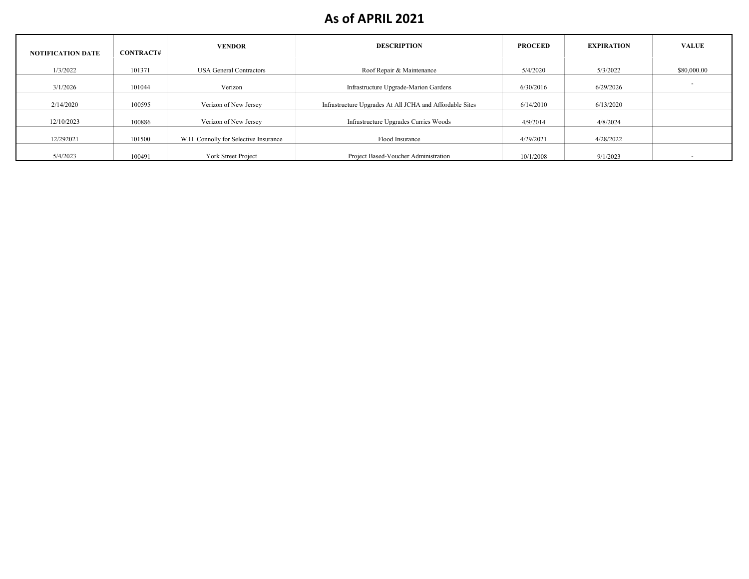# As of APRIL 2021

| NOTIFICATION DATE | CONTRACT# | VENDOR | DESCRIPTION | PROCEED | EXPIRATION | VALUE |
|---|---|---|---|---|---|---|
| 1/3/2022 | 101371 | USA General Contractors | Roof Repair & Maintenance | 5/4/2020 | 5/3/2022 | $80,000.00 |
| 3/1/2026 | 101044 | Verizon | Infrastructure Upgrade-Marion Gardens | 6/30/2016 | 6/29/2026 | - |
| 2/14/2020 | 100595 | Verizon of New Jersey | Infrastructure Upgrades At All JCHA and Affordable Sites | 6/14/2010 | 6/13/2020 | |
| 12/10/2023 | 100886 | Verizon of New Jersey | Infrastructure Upgrades Curries Woods | 4/9/2014 | 4/8/2024 | |
| 12/292021 | 101500 | W.H. Connolly for Selective Insurance | Flood Insurance | 4/29/2021 | 4/28/2022 | |
| 5/4/2023 | 100491 | York Street Project | Project Based-Voucher Administration | 10/1/2008 | 9/1/2023 | - |